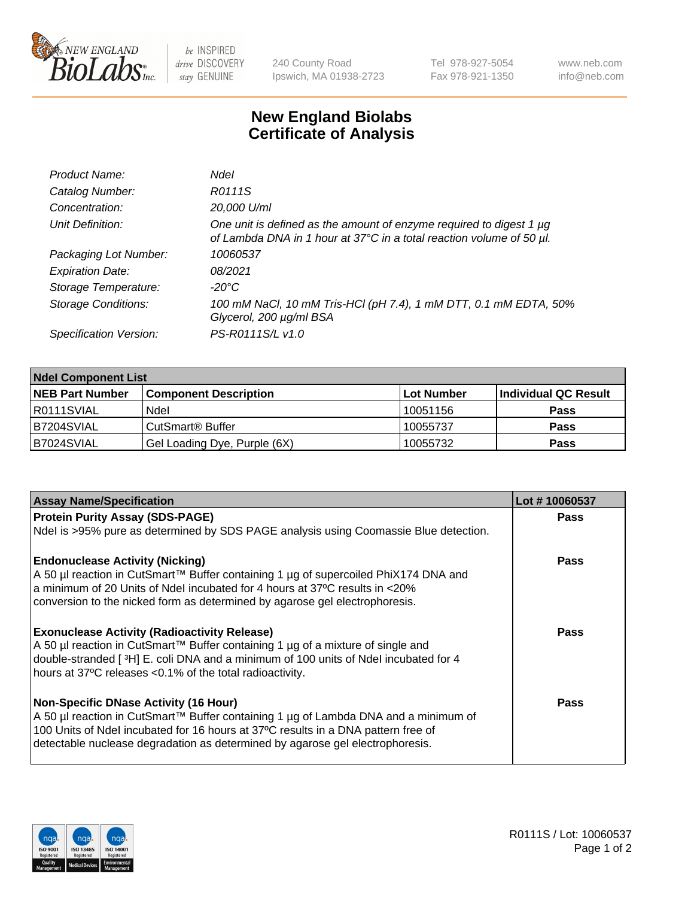240 County Road
Ipswich, MA 01938-2723

Tel 978-927-5054
Fax 978-921-1350

www.neb.com
info@neb.com

# New England Biolabs
# Certificate of Analysis

| | |
|---|---|
| *Product Name:* | *NdeI* |
| *Catalog Number:* | *R0111S* |
| *Concentration:* | *20,000 U/ml* |
| *Unit Definition:* | *One unit is defined as the amount of enzyme required to digest 1 µg of Lambda DNA in 1 hour at 37°C in a total reaction volume of 50 µl.* |
| *Packaging Lot Number:* | *10060537* |
| *Expiration Date:* | *08/2021* |
| *Storage Temperature:* | *-20°C* |
| *Storage Conditions:* | *100 mM NaCl, 10 mM Tris-HCl (pH 7.4), 1 mM DTT, 0.1 mM EDTA, 50% Glycerol, 200 µg/ml BSA* |
| *Specification Version:* | *PS-R0111S/L v1.0* |

| NdeI Component List | | | |
|---|---|---|---|
| **NEB Part Number** | **Component Description** | **Lot Number** | **Individual QC Result** |
| R0111SVIAL | NdeI | 10051156 | **Pass** |
| B7204SVIAL | CutSmart® Buffer | 10055737 | **Pass** |
| B7024SVIAL | Gel Loading Dye, Purple (6X) | 10055732 | **Pass** |

| Assay Name/Specification | Lot # 10060537 |
|---|---|
| **Protein Purity Assay (SDS-PAGE)**<br>NdeI is >95% pure as determined by SDS PAGE analysis using Coomassie Blue detection. | **Pass** |
| **Endonuclease Activity (Nicking)**<br>A 50 µl reaction in CutSmart™ Buffer containing 1 µg of supercoiled PhiX174 DNA and a minimum of 20 Units of NdeI incubated for 4 hours at 37ºC results in <20% conversion to the nicked form as determined by agarose gel electrophoresis. | **Pass** |
| **Exonuclease Activity (Radioactivity Release)**<br>A 50 µl reaction in CutSmart™ Buffer containing 1 µg of a mixture of single and double-stranded [ $^3$H] E. coli DNA and a minimum of 100 units of NdeI incubated for 4 hours at 37ºC releases <0.1% of the total radioactivity. | **Pass** |
| **Non-Specific DNase Activity (16 Hour)**<br>A 50 µl reaction in CutSmart™ Buffer containing 1 µg of Lambda DNA and a minimum of 100 Units of NdeI incubated for 16 hours at 37ºC results in a DNA pattern free of detectable nuclease degradation as determined by agarose gel electrophoresis. | **Pass** |

R0111S / Lot: 10060537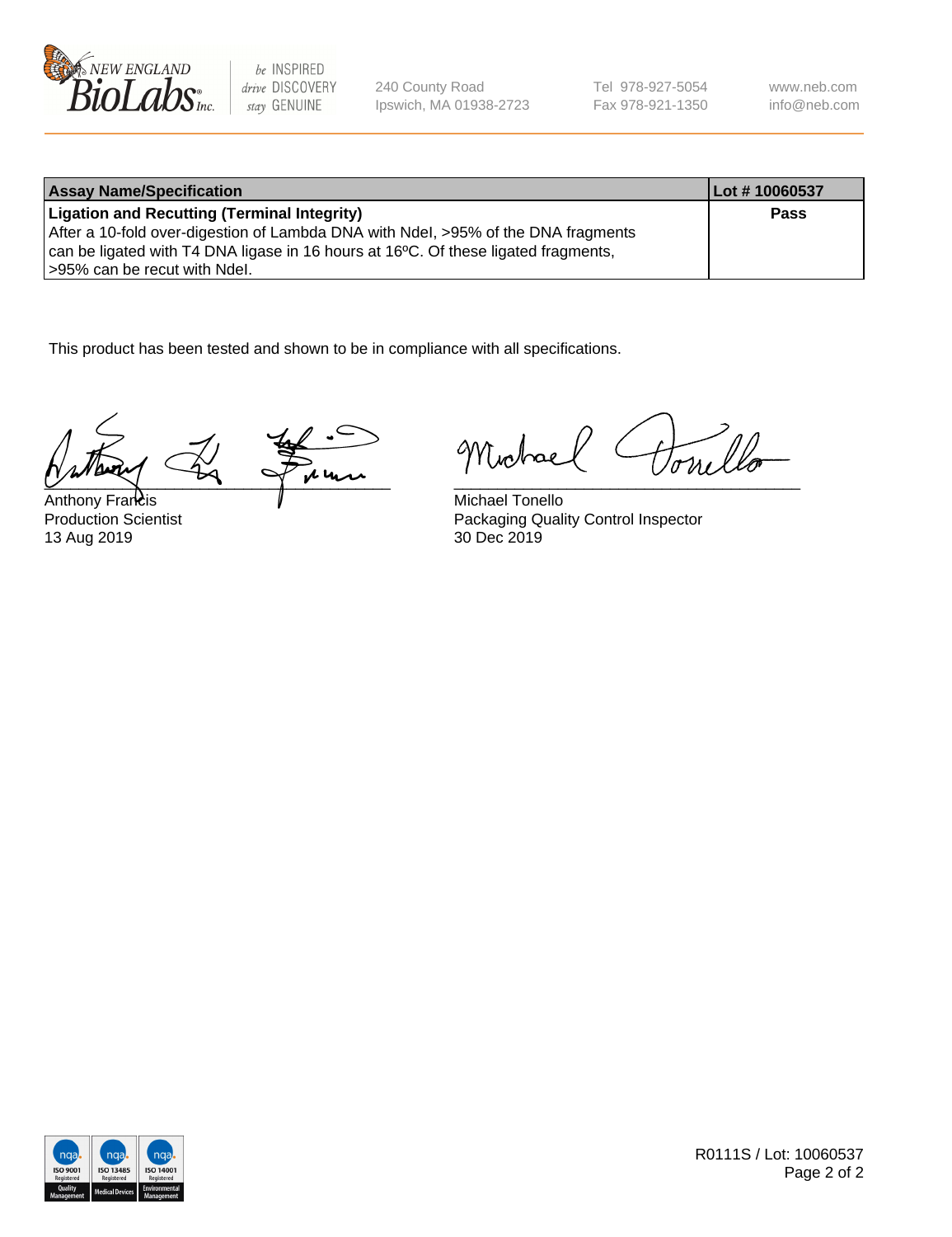NEW ENGLAND BioLabs Inc. — be INSPIRED drive DISCOVERY stay GENUINE

240 County Road
Ipswich, MA 01938-2723

Tel 978-927-5054
Fax 978-921-1350

www.neb.com
info@neb.com

| Assay Name/Specification | Lot # 10060537 |
|---|---|
| **Ligation and Recutting (Terminal Integrity)**<br>After a 10-fold over-digestion of Lambda DNA with NdeI, >95% of the DNA fragments can be ligated with T4 DNA ligase in 16 hours at 16ºC. Of these ligated fragments, >95% can be recut with NdeI. | **Pass** |

This product has been tested and shown to be in compliance with all specifications.

Anthony Francis
Production Scientist
13 Aug 2019

Michael Tonello
Packaging Quality Control Inspector
30 Dec 2019

R0111S / Lot: 10060537